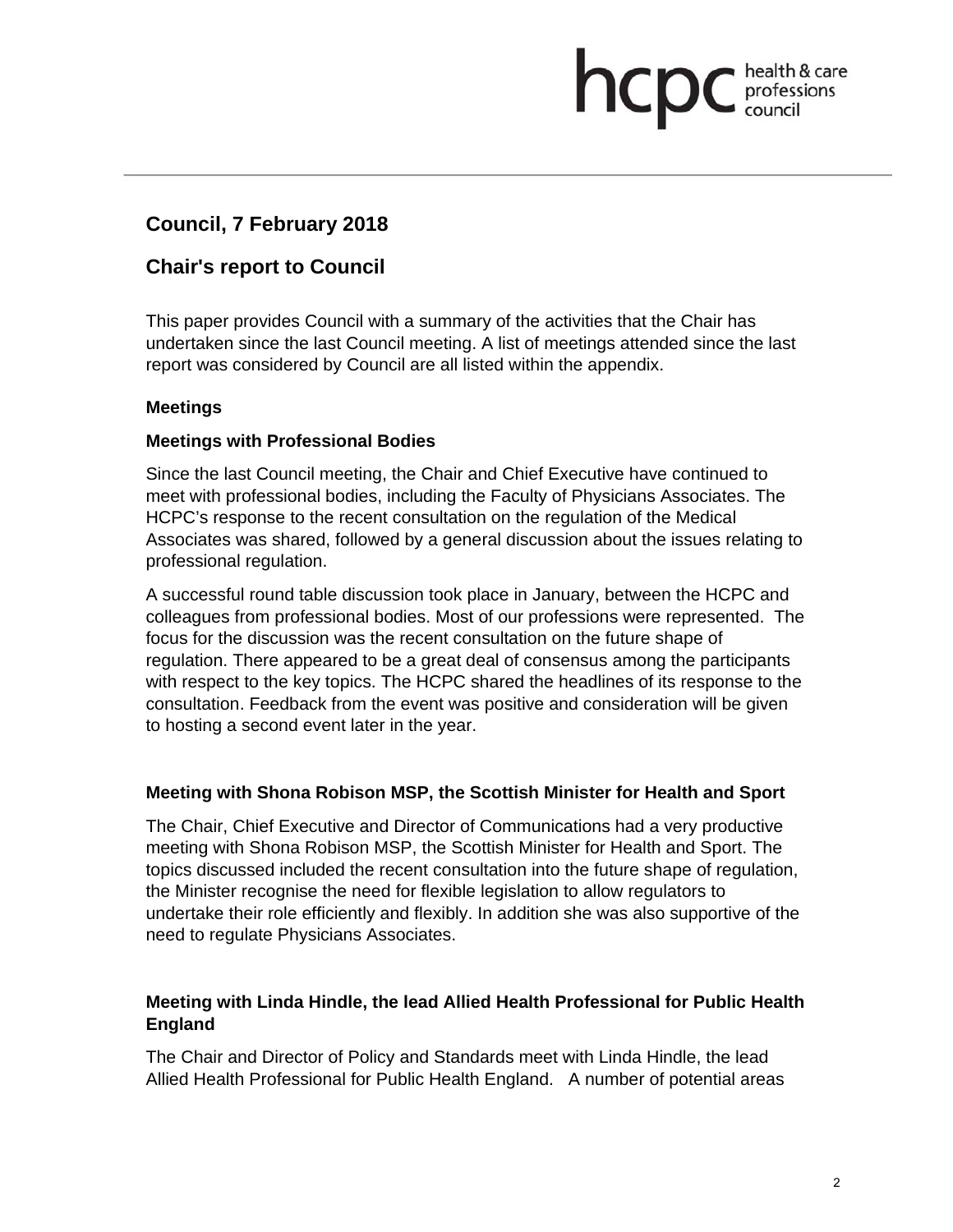# Council, 7 February 2018

## Chair's report to Council

This paper provides Council with a summary of the activities that the Chair has undertaken since the last Council meeting. A list of meetings attended since the last report was considered by Council are all listed within the appendix.

### Meetings

### Meetings with Professional Bodies

Since the last Council meeting, the Chair and Chief Executive have continued to meet with professional bodies, including the Faculty of Physicians Associates. The HCPC's response to the recent consultation on the regulation of the Medical Associates was shared, followed by a general discussion about the issues relating to professional regulation.

A successful round table discussion took place in January, between the HCPC and colleagues from professional bodies. Most of our professions were represented. The focus for the discussion was the recent consultation on the future shape of regulation. There appeared to be a great deal of consensus among the participants with respect to the key topics. The HCPC shared the headlines of its response to the consultation. Feedback from the event was positive and consideration will be given to hosting a second event later in the year.

### Meeting with Shona Robison MSP, the Scottish Minister for Health and Sport

The Chair, Chief Executive and Director of Communications had a very productive meeting with Shona Robison MSP, the Scottish Minister for Health and Sport. The topics discussed included the recent consultation into the future shape of regulation, the Minister recognise the need for flexible legislation to allow regulators to undertake their role efficiently and flexibly. In addition she was also supportive of the need to regulate Physicians Associates.

### Meeting with Linda Hindle, the lead Allied Health Professional for Public Health England

The Chair and Director of Policy and Standards meet with Linda Hindle, the lead Allied Health Professional for Public Health England. A number of potential areas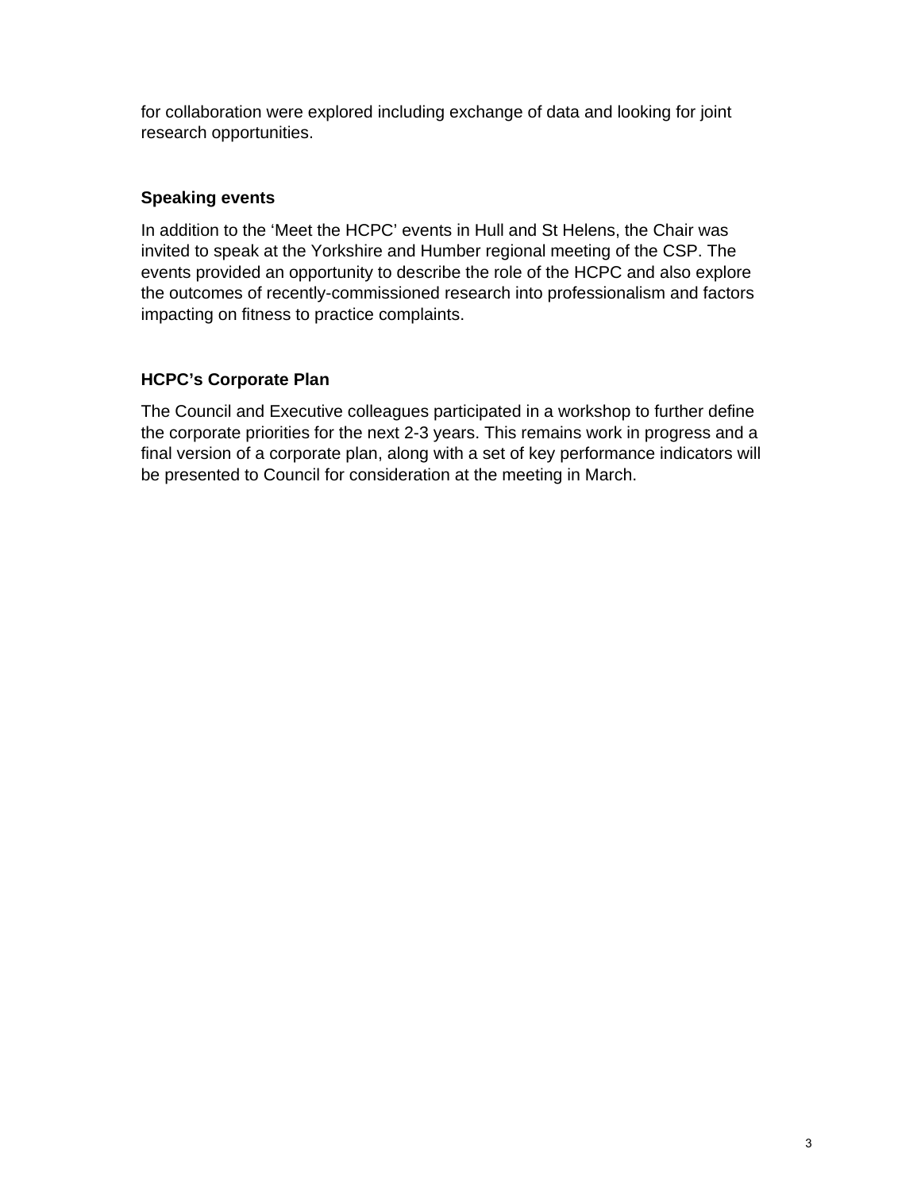for collaboration were explored including exchange of data and looking for joint research opportunities.

**Speaking events**

In addition to the 'Meet the HCPC' events in Hull and St Helens, the Chair was invited to speak at the Yorkshire and Humber regional meeting of the CSP. The events provided an opportunity to describe the role of the HCPC and also explore the outcomes of recently-commissioned research into professionalism and factors impacting on fitness to practice complaints.

**HCPC's Corporate Plan**

The Council and Executive colleagues participated in a workshop to further define the corporate priorities for the next 2-3 years. This remains work in progress and a final version of a corporate plan, along with a set of key performance indicators will be presented to Council for consideration at the meeting in March.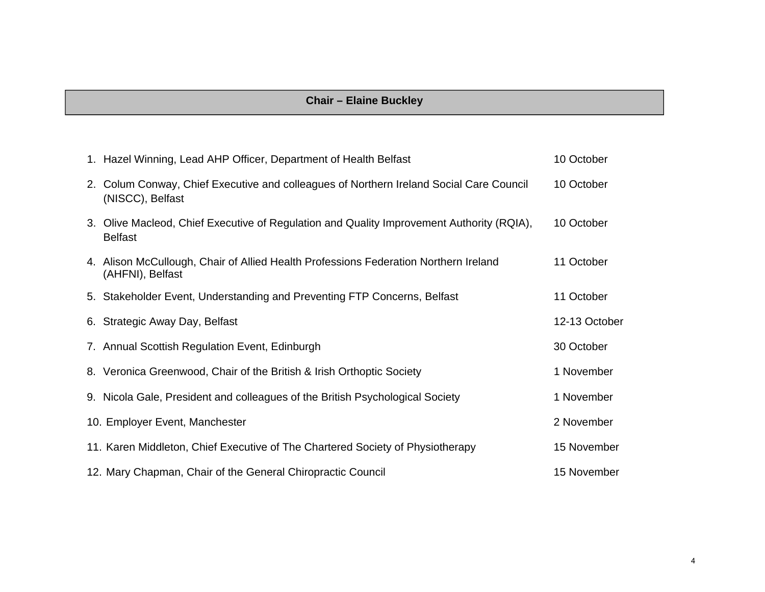## Chair – Elaine Buckley

| | |
|---|---|
| 1. Hazel Winning, Lead AHP Officer, Department of Health Belfast | 10 October |
| 2. Colum Conway, Chief Executive and colleagues of Northern Ireland Social Care Council (NISCC), Belfast | 10 October |
| 3. Olive Macleod, Chief Executive of Regulation and Quality Improvement Authority (RQIA), Belfast | 10 October |
| 4. Alison McCullough, Chair of Allied Health Professions Federation Northern Ireland (AHFNI), Belfast | 11 October |
| 5. Stakeholder Event, Understanding and Preventing FTP Concerns, Belfast | 11 October |
| 6. Strategic Away Day, Belfast | 12-13 October |
| 7. Annual Scottish Regulation Event, Edinburgh | 30 October |
| 8. Veronica Greenwood, Chair of the British & Irish Orthoptic Society | 1 November |
| 9. Nicola Gale, President and colleagues of the British Psychological Society | 1 November |
| 10. Employer Event, Manchester | 2 November |
| 11. Karen Middleton, Chief Executive of The Chartered Society of Physiotherapy | 15 November |
| 12. Mary Chapman, Chair of the General Chiropractic Council | 15 November |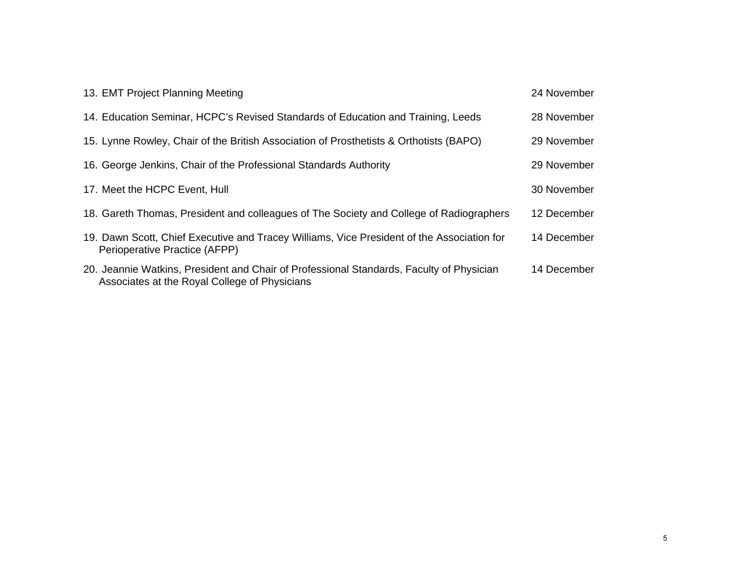| | |
|---|---|
| 13. EMT Project Planning Meeting | 24 November |
| 14. Education Seminar, HCPC's Revised Standards of Education and Training, Leeds | 28 November |
| 15. Lynne Rowley, Chair of the British Association of Prosthetists & Orthotists (BAPO) | 29 November |
| 16. George Jenkins, Chair of the Professional Standards Authority | 29 November |
| 17. Meet the HCPC Event, Hull | 30 November |
| 18. Gareth Thomas, President and colleagues of The Society and College of Radiographers | 12 December |
| 19. Dawn Scott, Chief Executive and Tracey Williams, Vice President of the Association for Perioperative Practice (AFPP) | 14 December |
| 20. Jeannie Watkins, President and Chair of Professional Standards, Faculty of Physician Associates at the Royal College of Physicians | 14 December |